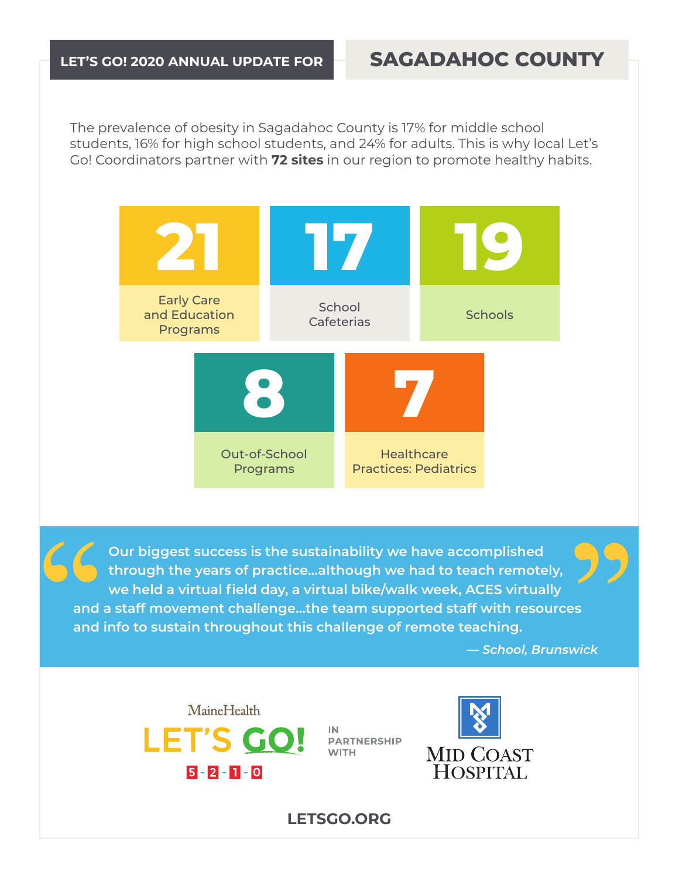# LET'S GO! 2020 ANNUAL UPDATE FOR SAGADAHOC COUNTY

The prevalence of obesity in Sagadahoc County is 17% for middle school students, 16% for high school students, and 24% for adults. This is why local Let's Go! Coordinators partner with **72 sites** in our region to promote healthy habits.

**21** Early Care and Education Programs

**17** School Cafeterias

**19** Schools

**8** Out-of-School Programs

**7** Healthcare Practices: Pediatrics

> **"Our biggest success is the sustainability we have accomplished through the years of practice...although we had to teach remotely, we held a virtual field day, a virtual bike/walk week, ACES virtually and a staff movement challenge...the team supported staff with resources and info to sustain throughout this challenge of remote teaching."**
>
> *— School, Brunswick*

MaineHealth LET'S GO! 5-2-1-0

IN PARTNERSHIP WITH

MID COAST HOSPITAL

LETSGO.ORG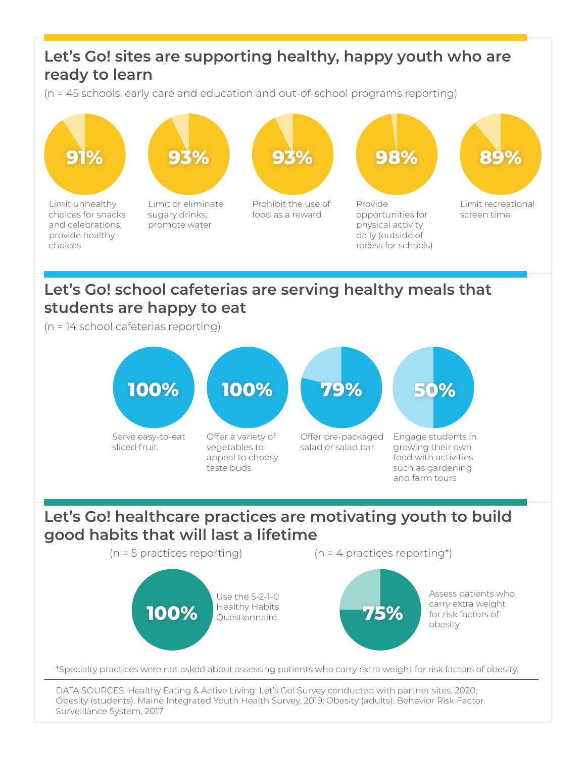## Let's Go! sites are supporting healthy, happy youth who are ready to learn

(n = 45 schools, early care and education and out-of-school programs reporting)

91%
Limit unhealthy choices for snacks and celebrations; provide healthy choices

93%
Limit or eliminate sugary drinks; promote water

93%
Prohibit the use of food as a reward

98%
Provide opportunities for physical activity daily (outside of recess for schools)

89%
Limit recreational screen time

## Let's Go! school cafeterias are serving healthy meals that students are happy to eat

(n = 14 school cafeterias reporting)

100%
Serve easy-to-eat sliced fruit

100%
Offer a variety of vegetables to appeal to choosy taste buds

79%
Offer pre-packaged salad or salad bar

50%
Engage students in growing their own food with activities such as gardening and farm tours

## Let's Go! healthcare practices are motivating youth to build good habits that will last a lifetime

(n = 5 practices reporting)

100%
Use the 5-2-1-0 Healthy Habits Questionnaire

(n = 4 practices reporting*)

75%
Assess patients who carry extra weight for risk factors of obesity

*Specialty practices were not asked about assessing patients who carry extra weight for risk factors of obesity.

DATA SOURCES: Healthy Eating & Active Living: Let's Go! Survey conducted with partner sites, 2020; Obesity (students): Maine Integrated Youth Health Survey, 2019; Obesity (adults): Behavior Risk Factor Surveillance System, 2017